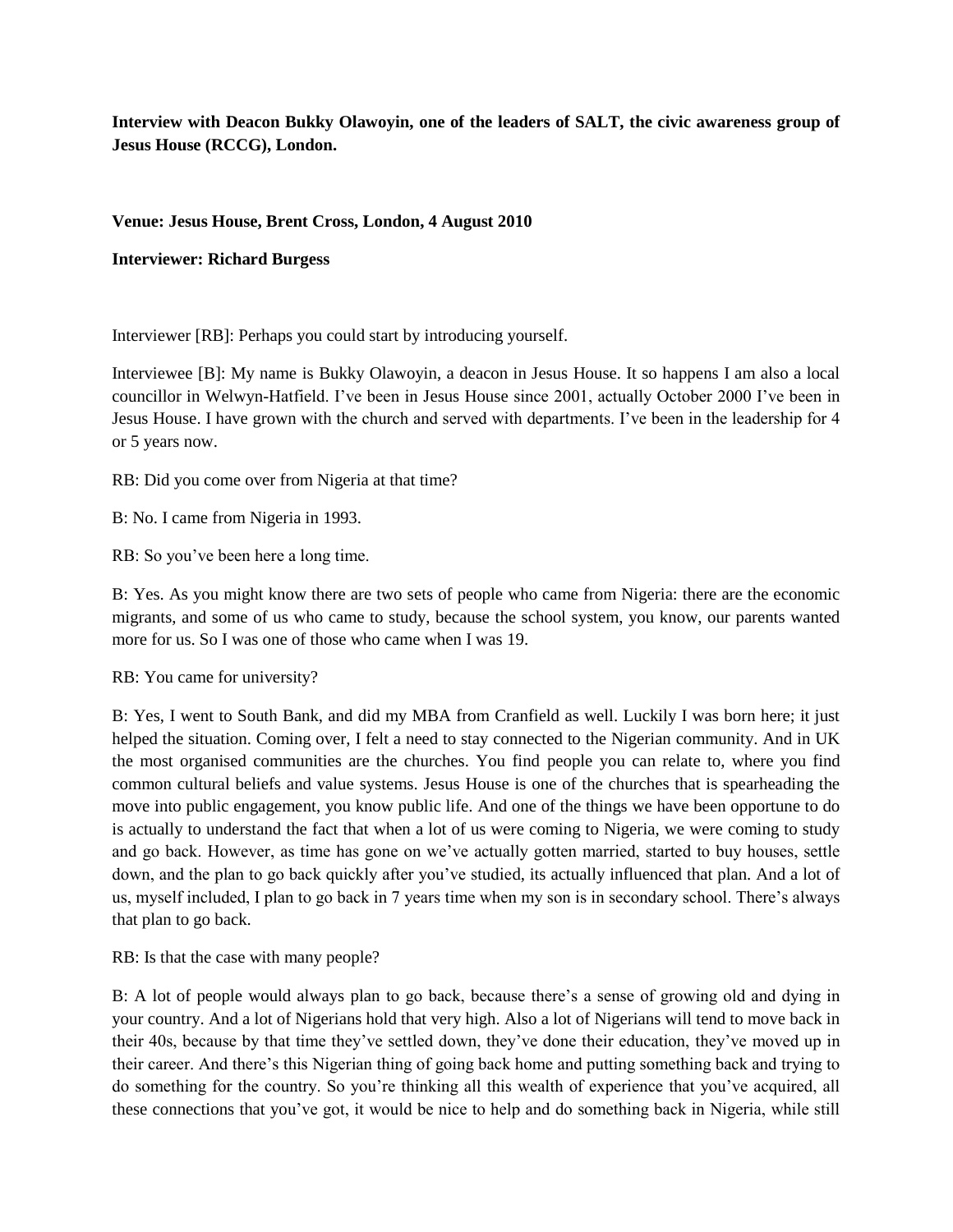**Interview with Deacon Bukky Olawoyin, one of the leaders of SALT, the civic awareness group of Jesus House (RCCG), London.**

**Venue: Jesus House, Brent Cross, London, 4 August 2010**

**Interviewer: Richard Burgess**

Interviewer [RB]: Perhaps you could start by introducing yourself.

Interviewee [B]: My name is Bukky Olawoyin, a deacon in Jesus House. It so happens I am also a local councillor in Welwyn-Hatfield. I've been in Jesus House since 2001, actually October 2000 I've been in Jesus House. I have grown with the church and served with departments. I've been in the leadership for 4 or 5 years now.

RB: Did you come over from Nigeria at that time?

B: No. I came from Nigeria in 1993.

RB: So you've been here a long time.

B: Yes. As you might know there are two sets of people who came from Nigeria: there are the economic migrants, and some of us who came to study, because the school system, you know, our parents wanted more for us. So I was one of those who came when I was 19.

RB: You came for university?

B: Yes, I went to South Bank, and did my MBA from Cranfield as well. Luckily I was born here; it just helped the situation. Coming over, I felt a need to stay connected to the Nigerian community. And in UK the most organised communities are the churches. You find people you can relate to, where you find common cultural beliefs and value systems. Jesus House is one of the churches that is spearheading the move into public engagement, you know public life. And one of the things we have been opportune to do is actually to understand the fact that when a lot of us were coming to Nigeria, we were coming to study and go back. However, as time has gone on we've actually gotten married, started to buy houses, settle down, and the plan to go back quickly after you've studied, its actually influenced that plan. And a lot of us, myself included, I plan to go back in 7 years time when my son is in secondary school. There's always that plan to go back.

RB: Is that the case with many people?

B: A lot of people would always plan to go back, because there's a sense of growing old and dying in your country. And a lot of Nigerians hold that very high. Also a lot of Nigerians will tend to move back in their 40s, because by that time they've settled down, they've done their education, they've moved up in their career. And there's this Nigerian thing of going back home and putting something back and trying to do something for the country. So you're thinking all this wealth of experience that you've acquired, all these connections that you've got, it would be nice to help and do something back in Nigeria, while still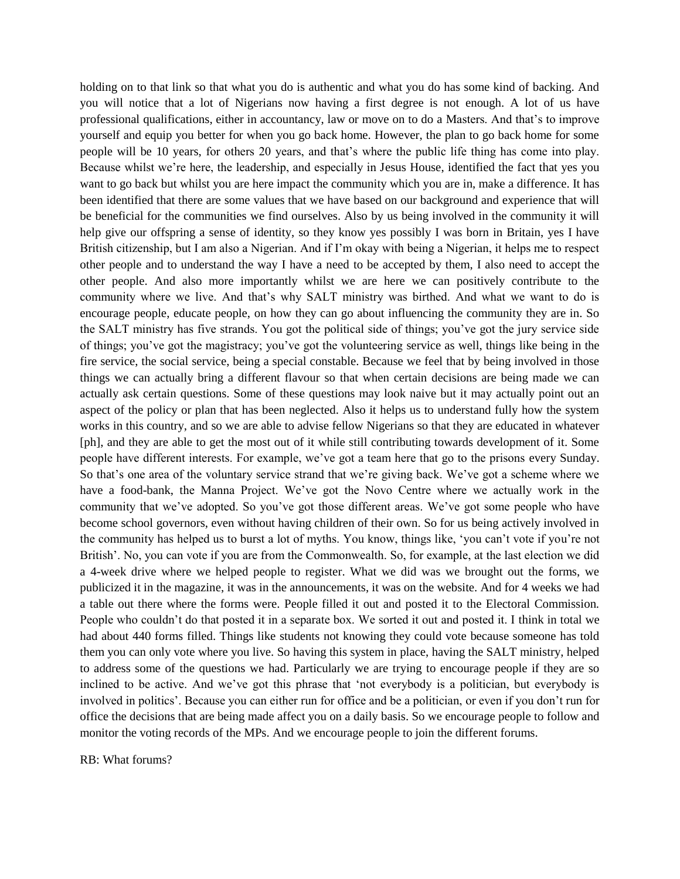holding on to that link so that what you do is authentic and what you do has some kind of backing. And you will notice that a lot of Nigerians now having a first degree is not enough. A lot of us have professional qualifications, either in accountancy, law or move on to do a Masters. And that's to improve yourself and equip you better for when you go back home. However, the plan to go back home for some people will be 10 years, for others 20 years, and that's where the public life thing has come into play. Because whilst we're here, the leadership, and especially in Jesus House, identified the fact that yes you want to go back but whilst you are here impact the community which you are in, make a difference. It has been identified that there are some values that we have based on our background and experience that will be beneficial for the communities we find ourselves. Also by us being involved in the community it will help give our offspring a sense of identity, so they know yes possibly I was born in Britain, yes I have British citizenship, but I am also a Nigerian. And if I'm okay with being a Nigerian, it helps me to respect other people and to understand the way I have a need to be accepted by them, I also need to accept the other people. And also more importantly whilst we are here we can positively contribute to the community where we live. And that's why SALT ministry was birthed. And what we want to do is encourage people, educate people, on how they can go about influencing the community they are in. So the SALT ministry has five strands. You got the political side of things; you've got the jury service side of things; you've got the magistracy; you've got the volunteering service as well, things like being in the fire service, the social service, being a special constable. Because we feel that by being involved in those things we can actually bring a different flavour so that when certain decisions are being made we can actually ask certain questions. Some of these questions may look naive but it may actually point out an aspect of the policy or plan that has been neglected. Also it helps us to understand fully how the system works in this country, and so we are able to advise fellow Nigerians so that they are educated in whatever [ph], and they are able to get the most out of it while still contributing towards development of it. Some people have different interests. For example, we've got a team here that go to the prisons every Sunday. So that's one area of the voluntary service strand that we're giving back. We've got a scheme where we have a food-bank, the Manna Project. We've got the Novo Centre where we actually work in the community that we've adopted. So you've got those different areas. We've got some people who have become school governors, even without having children of their own. So for us being actively involved in the community has helped us to burst a lot of myths. You know, things like, 'you can't vote if you're not British'. No, you can vote if you are from the Commonwealth. So, for example, at the last election we did a 4-week drive where we helped people to register. What we did was we brought out the forms, we publicized it in the magazine, it was in the announcements, it was on the website. And for 4 weeks we had a table out there where the forms were. People filled it out and posted it to the Electoral Commission. People who couldn't do that posted it in a separate box. We sorted it out and posted it. I think in total we had about 440 forms filled. Things like students not knowing they could vote because someone has told them you can only vote where you live. So having this system in place, having the SALT ministry, helped to address some of the questions we had. Particularly we are trying to encourage people if they are so inclined to be active. And we've got this phrase that 'not everybody is a politician, but everybody is involved in politics'. Because you can either run for office and be a politician, or even if you don't run for office the decisions that are being made affect you on a daily basis. So we encourage people to follow and monitor the voting records of the MPs. And we encourage people to join the different forums.

RB: What forums?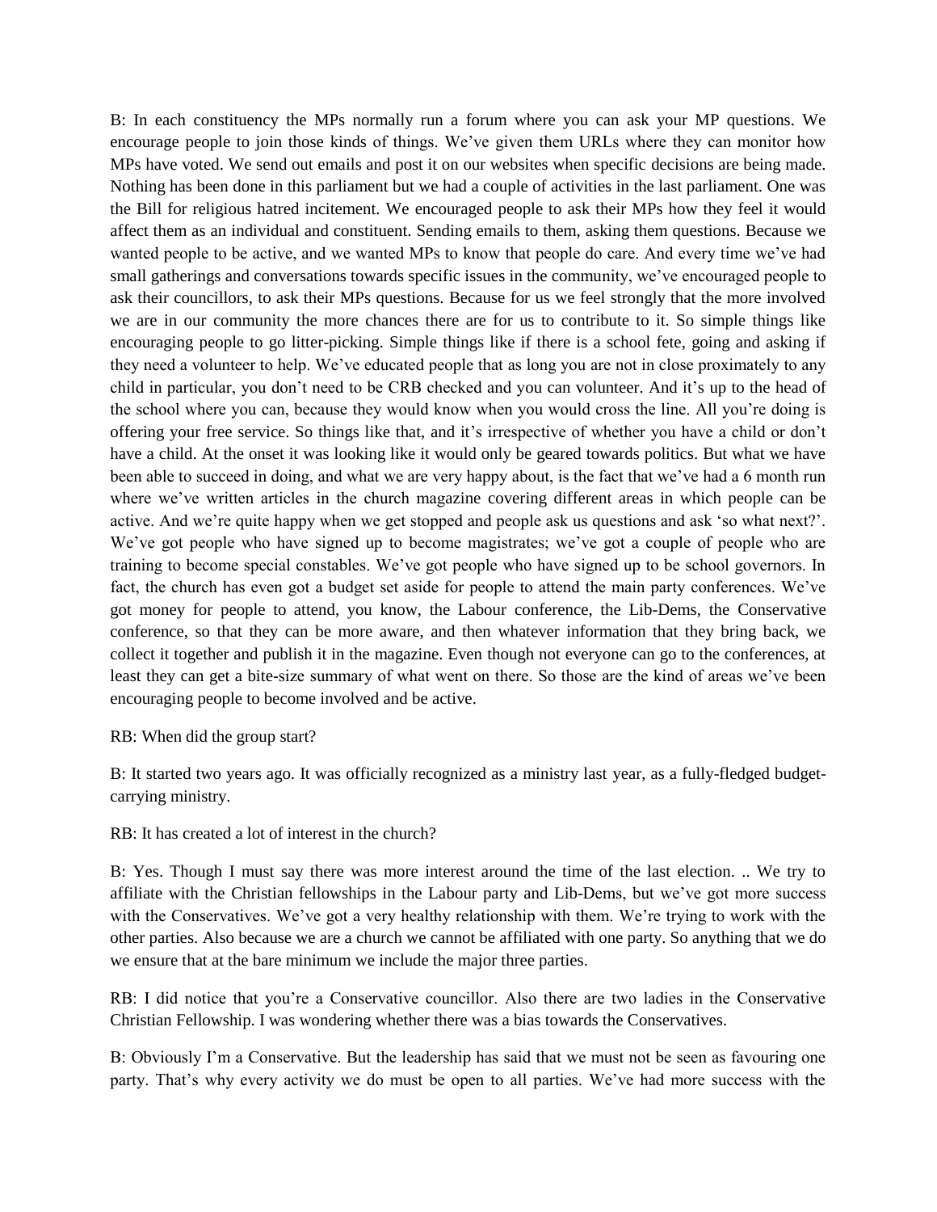B: In each constituency the MPs normally run a forum where you can ask your MP questions. We encourage people to join those kinds of things. We've given them URLs where they can monitor how MPs have voted. We send out emails and post it on our websites when specific decisions are being made. Nothing has been done in this parliament but we had a couple of activities in the last parliament. One was the Bill for religious hatred incitement. We encouraged people to ask their MPs how they feel it would affect them as an individual and constituent. Sending emails to them, asking them questions. Because we wanted people to be active, and we wanted MPs to know that people do care. And every time we've had small gatherings and conversations towards specific issues in the community, we've encouraged people to ask their councillors, to ask their MPs questions. Because for us we feel strongly that the more involved we are in our community the more chances there are for us to contribute to it. So simple things like encouraging people to go litter-picking. Simple things like if there is a school fete, going and asking if they need a volunteer to help. We've educated people that as long you are not in close proximately to any child in particular, you don't need to be CRB checked and you can volunteer. And it's up to the head of the school where you can, because they would know when you would cross the line. All you're doing is offering your free service. So things like that, and it's irrespective of whether you have a child or don't have a child. At the onset it was looking like it would only be geared towards politics. But what we have been able to succeed in doing, and what we are very happy about, is the fact that we've had a 6 month run where we've written articles in the church magazine covering different areas in which people can be active. And we're quite happy when we get stopped and people ask us questions and ask 'so what next?'. We've got people who have signed up to become magistrates; we've got a couple of people who are training to become special constables. We've got people who have signed up to be school governors. In fact, the church has even got a budget set aside for people to attend the main party conferences. We've got money for people to attend, you know, the Labour conference, the Lib-Dems, the Conservative conference, so that they can be more aware, and then whatever information that they bring back, we collect it together and publish it in the magazine. Even though not everyone can go to the conferences, at least they can get a bite-size summary of what went on there. So those are the kind of areas we've been encouraging people to become involved and be active.

RB: When did the group start?

B: It started two years ago. It was officially recognized as a ministry last year, as a fully-fledged budget-carrying ministry.

RB: It has created a lot of interest in the church?

B: Yes. Though I must say there was more interest around the time of the last election. .. We try to affiliate with the Christian fellowships in the Labour party and Lib-Dems, but we've got more success with the Conservatives. We've got a very healthy relationship with them. We're trying to work with the other parties. Also because we are a church we cannot be affiliated with one party. So anything that we do we ensure that at the bare minimum we include the major three parties.

RB: I did notice that you're a Conservative councillor. Also there are two ladies in the Conservative Christian Fellowship. I was wondering whether there was a bias towards the Conservatives.

B: Obviously I'm a Conservative. But the leadership has said that we must not be seen as favouring one party. That's why every activity we do must be open to all parties. We've had more success with the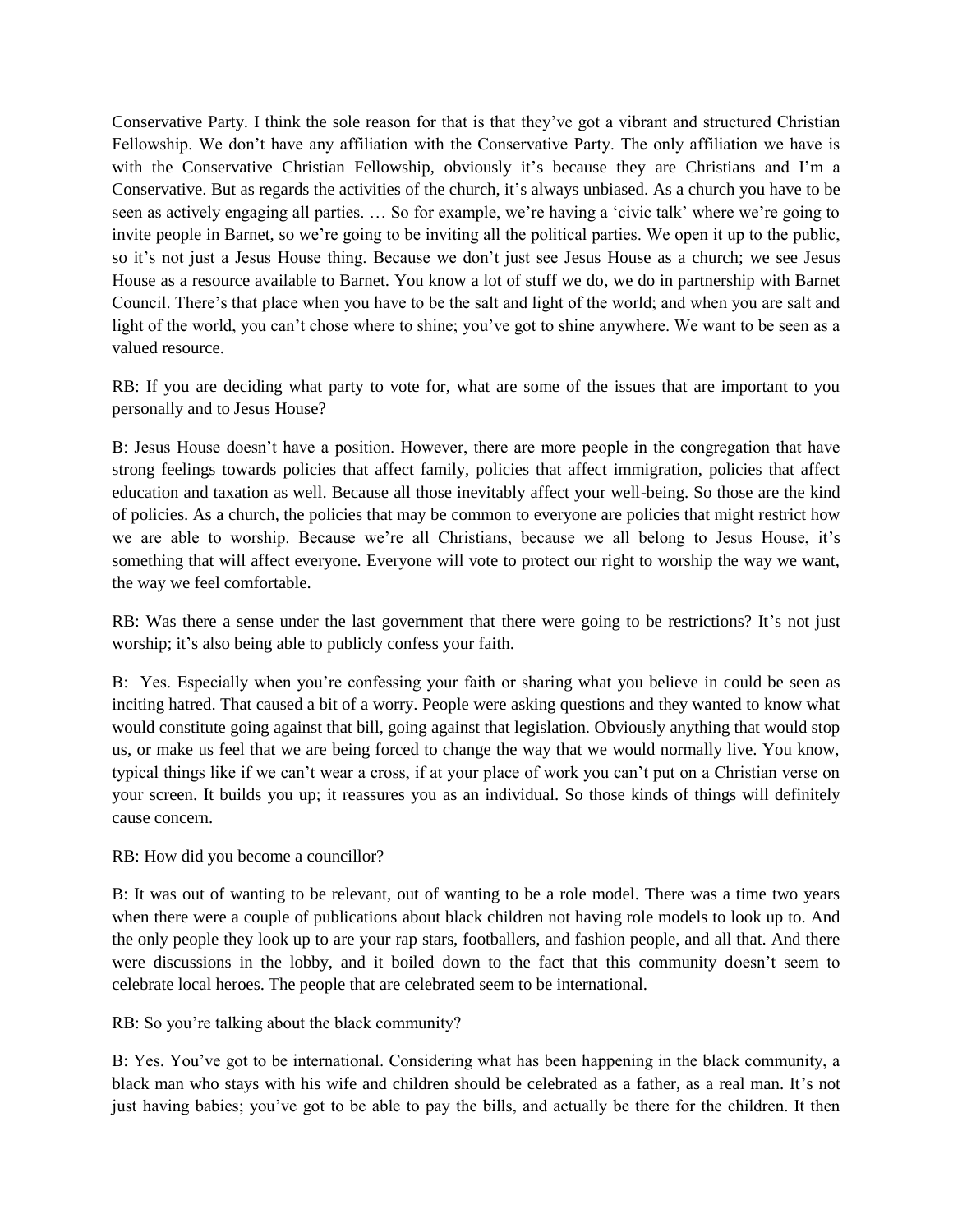Conservative Party. I think the sole reason for that is that they've got a vibrant and structured Christian Fellowship. We don't have any affiliation with the Conservative Party. The only affiliation we have is with the Conservative Christian Fellowship, obviously it's because they are Christians and I'm a Conservative. But as regards the activities of the church, it's always unbiased. As a church you have to be seen as actively engaging all parties. … So for example, we're having a 'civic talk' where we're going to invite people in Barnet, so we're going to be inviting all the political parties. We open it up to the public, so it's not just a Jesus House thing. Because we don't just see Jesus House as a church; we see Jesus House as a resource available to Barnet. You know a lot of stuff we do, we do in partnership with Barnet Council. There's that place when you have to be the salt and light of the world; and when you are salt and light of the world, you can't chose where to shine; you've got to shine anywhere. We want to be seen as a valued resource.

RB: If you are deciding what party to vote for, what are some of the issues that are important to you personally and to Jesus House?

B: Jesus House doesn't have a position. However, there are more people in the congregation that have strong feelings towards policies that affect family, policies that affect immigration, policies that affect education and taxation as well. Because all those inevitably affect your well-being. So those are the kind of policies. As a church, the policies that may be common to everyone are policies that might restrict how we are able to worship. Because we're all Christians, because we all belong to Jesus House, it's something that will affect everyone. Everyone will vote to protect our right to worship the way we want, the way we feel comfortable.

RB: Was there a sense under the last government that there were going to be restrictions? It's not just worship; it's also being able to publicly confess your faith.

B: Yes. Especially when you're confessing your faith or sharing what you believe in could be seen as inciting hatred. That caused a bit of a worry. People were asking questions and they wanted to know what would constitute going against that bill, going against that legislation. Obviously anything that would stop us, or make us feel that we are being forced to change the way that we would normally live. You know, typical things like if we can't wear a cross, if at your place of work you can't put on a Christian verse on your screen. It builds you up; it reassures you as an individual. So those kinds of things will definitely cause concern.

RB: How did you become a councillor?

B: It was out of wanting to be relevant, out of wanting to be a role model. There was a time two years when there were a couple of publications about black children not having role models to look up to. And the only people they look up to are your rap stars, footballers, and fashion people, and all that. And there were discussions in the lobby, and it boiled down to the fact that this community doesn't seem to celebrate local heroes. The people that are celebrated seem to be international.

RB: So you're talking about the black community?

B: Yes. You've got to be international. Considering what has been happening in the black community, a black man who stays with his wife and children should be celebrated as a father, as a real man. It's not just having babies; you've got to be able to pay the bills, and actually be there for the children. It then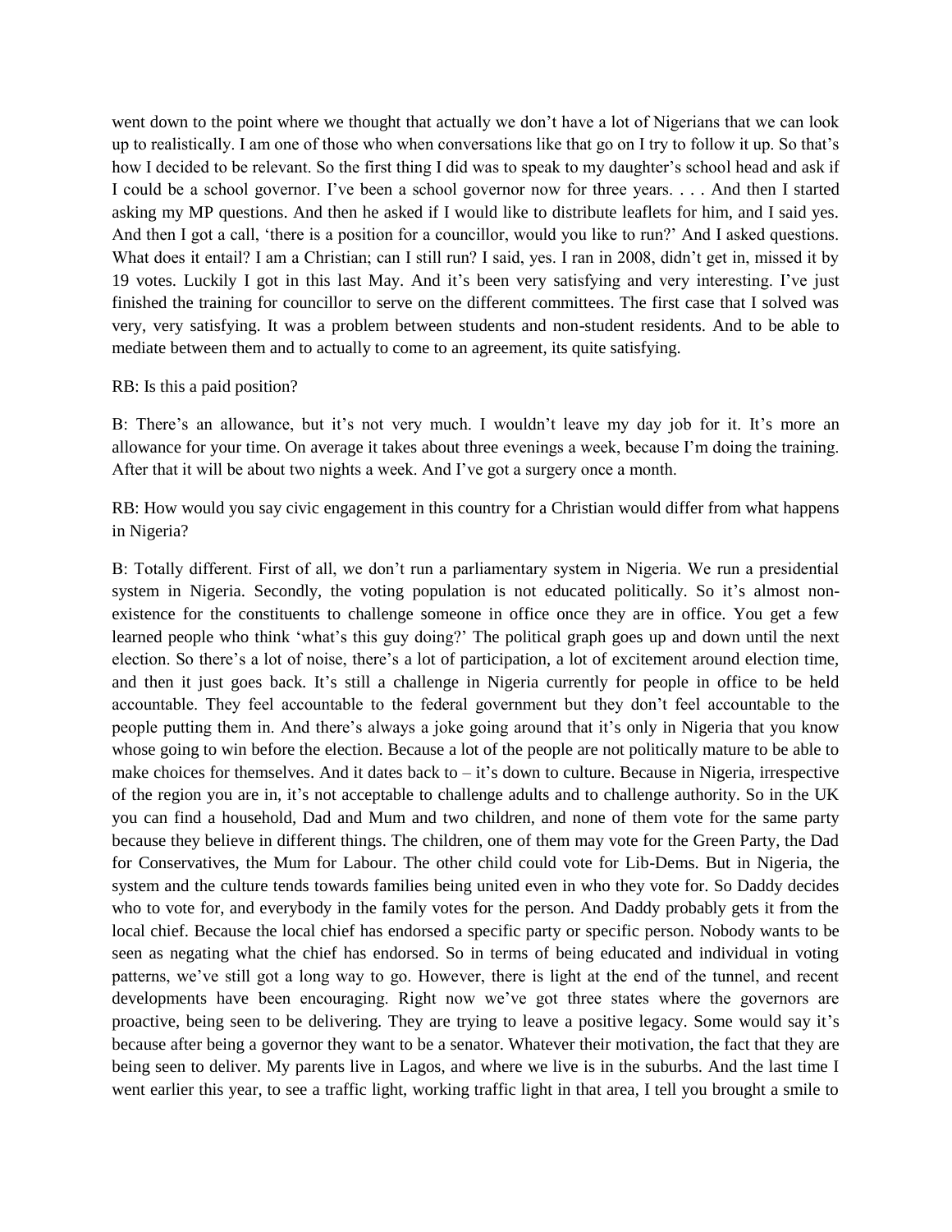went down to the point where we thought that actually we don't have a lot of Nigerians that we can look up to realistically. I am one of those who when conversations like that go on I try to follow it up. So that's how I decided to be relevant. So the first thing I did was to speak to my daughter's school head and ask if I could be a school governor. I've been a school governor now for three years. . . . And then I started asking my MP questions. And then he asked if I would like to distribute leaflets for him, and I said yes. And then I got a call, 'there is a position for a councillor, would you like to run?' And I asked questions. What does it entail? I am a Christian; can I still run? I said, yes. I ran in 2008, didn't get in, missed it by 19 votes. Luckily I got in this last May. And it's been very satisfying and very interesting. I've just finished the training for councillor to serve on the different committees. The first case that I solved was very, very satisfying. It was a problem between students and non-student residents. And to be able to mediate between them and to actually to come to an agreement, its quite satisfying.

RB: Is this a paid position?

B: There's an allowance, but it's not very much. I wouldn't leave my day job for it. It's more an allowance for your time. On average it takes about three evenings a week, because I'm doing the training. After that it will be about two nights a week. And I've got a surgery once a month.

RB: How would you say civic engagement in this country for a Christian would differ from what happens in Nigeria?

B: Totally different. First of all, we don't run a parliamentary system in Nigeria. We run a presidential system in Nigeria. Secondly, the voting population is not educated politically. So it's almost non-existence for the constituents to challenge someone in office once they are in office. You get a few learned people who think 'what's this guy doing?' The political graph goes up and down until the next election. So there's a lot of noise, there's a lot of participation, a lot of excitement around election time, and then it just goes back. It's still a challenge in Nigeria currently for people in office to be held accountable. They feel accountable to the federal government but they don't feel accountable to the people putting them in. And there's always a joke going around that it's only in Nigeria that you know whose going to win before the election. Because a lot of the people are not politically mature to be able to make choices for themselves. And it dates back to – it's down to culture. Because in Nigeria, irrespective of the region you are in, it's not acceptable to challenge adults and to challenge authority. So in the UK you can find a household, Dad and Mum and two children, and none of them vote for the same party because they believe in different things. The children, one of them may vote for the Green Party, the Dad for Conservatives, the Mum for Labour. The other child could vote for Lib-Dems. But in Nigeria, the system and the culture tends towards families being united even in who they vote for. So Daddy decides who to vote for, and everybody in the family votes for the person. And Daddy probably gets it from the local chief. Because the local chief has endorsed a specific party or specific person. Nobody wants to be seen as negating what the chief has endorsed. So in terms of being educated and individual in voting patterns, we've still got a long way to go. However, there is light at the end of the tunnel, and recent developments have been encouraging. Right now we've got three states where the governors are proactive, being seen to be delivering. They are trying to leave a positive legacy. Some would say it's because after being a governor they want to be a senator. Whatever their motivation, the fact that they are being seen to deliver. My parents live in Lagos, and where we live is in the suburbs. And the last time I went earlier this year, to see a traffic light, working traffic light in that area, I tell you brought a smile to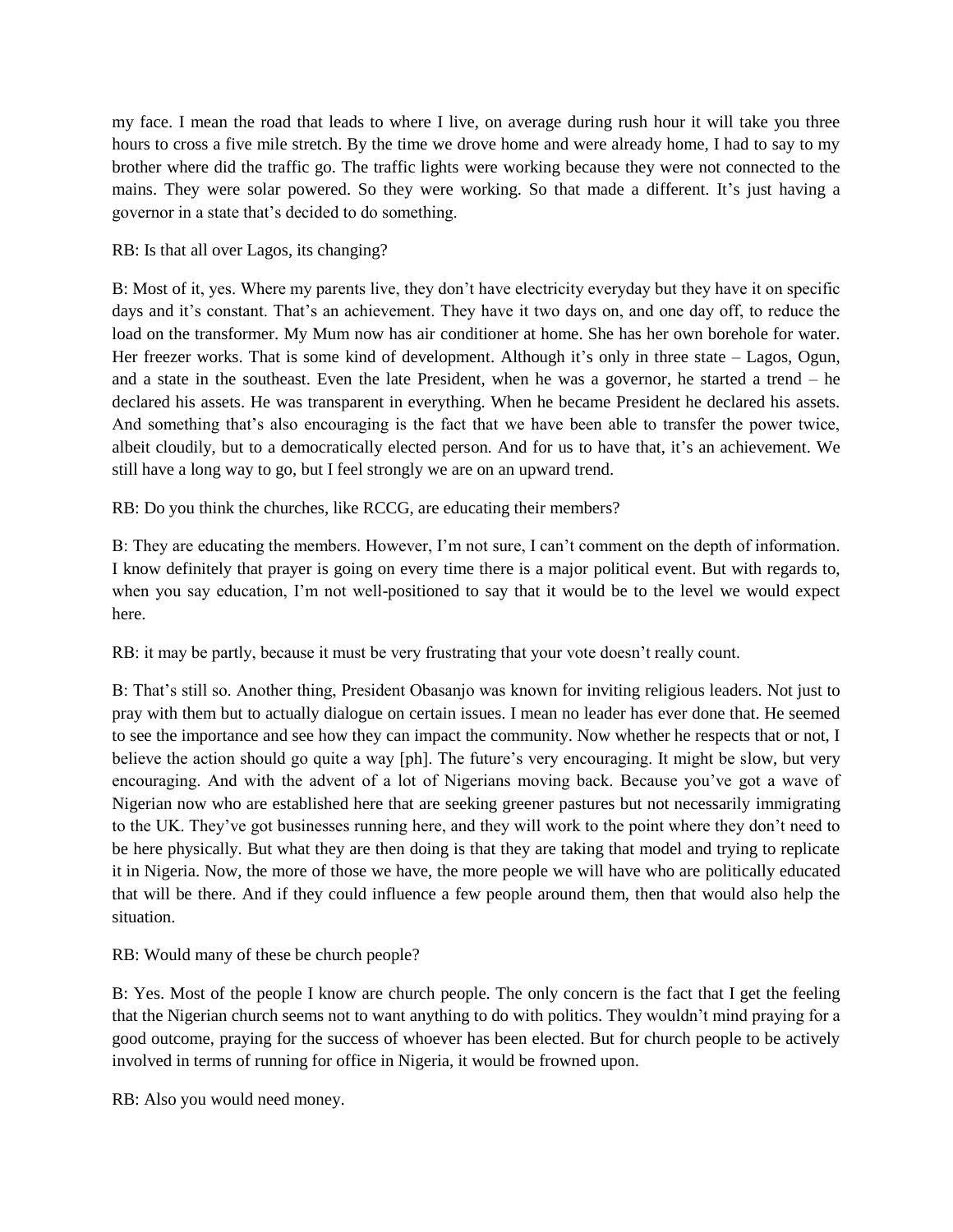my face. I mean the road that leads to where I live, on average during rush hour it will take you three hours to cross a five mile stretch. By the time we drove home and were already home, I had to say to my brother where did the traffic go. The traffic lights were working because they were not connected to the mains. They were solar powered. So they were working. So that made a different. It's just having a governor in a state that's decided to do something.

RB: Is that all over Lagos, its changing?

B: Most of it, yes. Where my parents live, they don't have electricity everyday but they have it on specific days and it's constant. That's an achievement. They have it two days on, and one day off, to reduce the load on the transformer. My Mum now has air conditioner at home. She has her own borehole for water. Her freezer works. That is some kind of development. Although it's only in three state – Lagos, Ogun, and a state in the southeast. Even the late President, when he was a governor, he started a trend – he declared his assets. He was transparent in everything. When he became President he declared his assets. And something that's also encouraging is the fact that we have been able to transfer the power twice, albeit cloudily, but to a democratically elected person. And for us to have that, it's an achievement. We still have a long way to go, but I feel strongly we are on an upward trend.

RB: Do you think the churches, like RCCG, are educating their members?

B: They are educating the members. However, I'm not sure, I can't comment on the depth of information. I know definitely that prayer is going on every time there is a major political event. But with regards to, when you say education, I'm not well-positioned to say that it would be to the level we would expect here.

RB: it may be partly, because it must be very frustrating that your vote doesn't really count.

B: That's still so. Another thing, President Obasanjo was known for inviting religious leaders. Not just to pray with them but to actually dialogue on certain issues. I mean no leader has ever done that. He seemed to see the importance and see how they can impact the community. Now whether he respects that or not, I believe the action should go quite a way [ph]. The future's very encouraging. It might be slow, but very encouraging. And with the advent of a lot of Nigerians moving back. Because you've got a wave of Nigerian now who are established here that are seeking greener pastures but not necessarily immigrating to the UK. They've got businesses running here, and they will work to the point where they don't need to be here physically. But what they are then doing is that they are taking that model and trying to replicate it in Nigeria. Now, the more of those we have, the more people we will have who are politically educated that will be there. And if they could influence a few people around them, then that would also help the situation.

RB: Would many of these be church people?

B: Yes. Most of the people I know are church people. The only concern is the fact that I get the feeling that the Nigerian church seems not to want anything to do with politics. They wouldn't mind praying for a good outcome, praying for the success of whoever has been elected. But for church people to be actively involved in terms of running for office in Nigeria, it would be frowned upon.

RB: Also you would need money.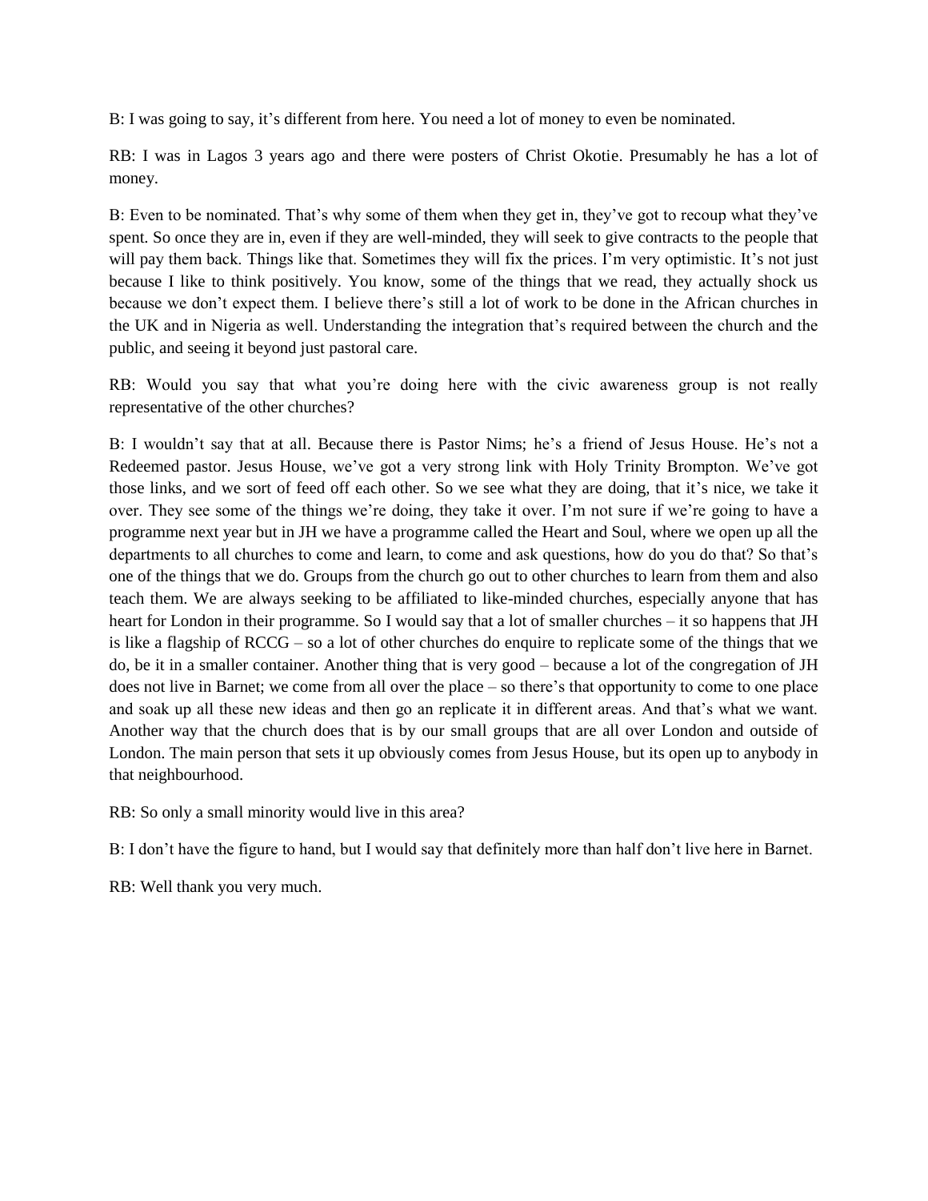B: I was going to say, it's different from here. You need a lot of money to even be nominated.

RB: I was in Lagos 3 years ago and there were posters of Christ Okotie. Presumably he has a lot of money.

B: Even to be nominated. That's why some of them when they get in, they've got to recoup what they've spent. So once they are in, even if they are well-minded, they will seek to give contracts to the people that will pay them back. Things like that. Sometimes they will fix the prices. I'm very optimistic. It's not just because I like to think positively. You know, some of the things that we read, they actually shock us because we don't expect them. I believe there's still a lot of work to be done in the African churches in the UK and in Nigeria as well. Understanding the integration that's required between the church and the public, and seeing it beyond just pastoral care.

RB: Would you say that what you're doing here with the civic awareness group is not really representative of the other churches?

B: I wouldn't say that at all. Because there is Pastor Nims; he's a friend of Jesus House. He's not a Redeemed pastor. Jesus House, we've got a very strong link with Holy Trinity Brompton. We've got those links, and we sort of feed off each other. So we see what they are doing, that it's nice, we take it over. They see some of the things we're doing, they take it over. I'm not sure if we're going to have a programme next year but in JH we have a programme called the Heart and Soul, where we open up all the departments to all churches to come and learn, to come and ask questions, how do you do that? So that's one of the things that we do. Groups from the church go out to other churches to learn from them and also teach them. We are always seeking to be affiliated to like-minded churches, especially anyone that has heart for London in their programme. So I would say that a lot of smaller churches – it so happens that JH is like a flagship of RCCG – so a lot of other churches do enquire to replicate some of the things that we do, be it in a smaller container. Another thing that is very good – because a lot of the congregation of JH does not live in Barnet; we come from all over the place – so there's that opportunity to come to one place and soak up all these new ideas and then go an replicate it in different areas. And that's what we want. Another way that the church does that is by our small groups that are all over London and outside of London. The main person that sets it up obviously comes from Jesus House, but its open up to anybody in that neighbourhood.

RB: So only a small minority would live in this area?

B: I don't have the figure to hand, but I would say that definitely more than half don't live here in Barnet.

RB: Well thank you very much.